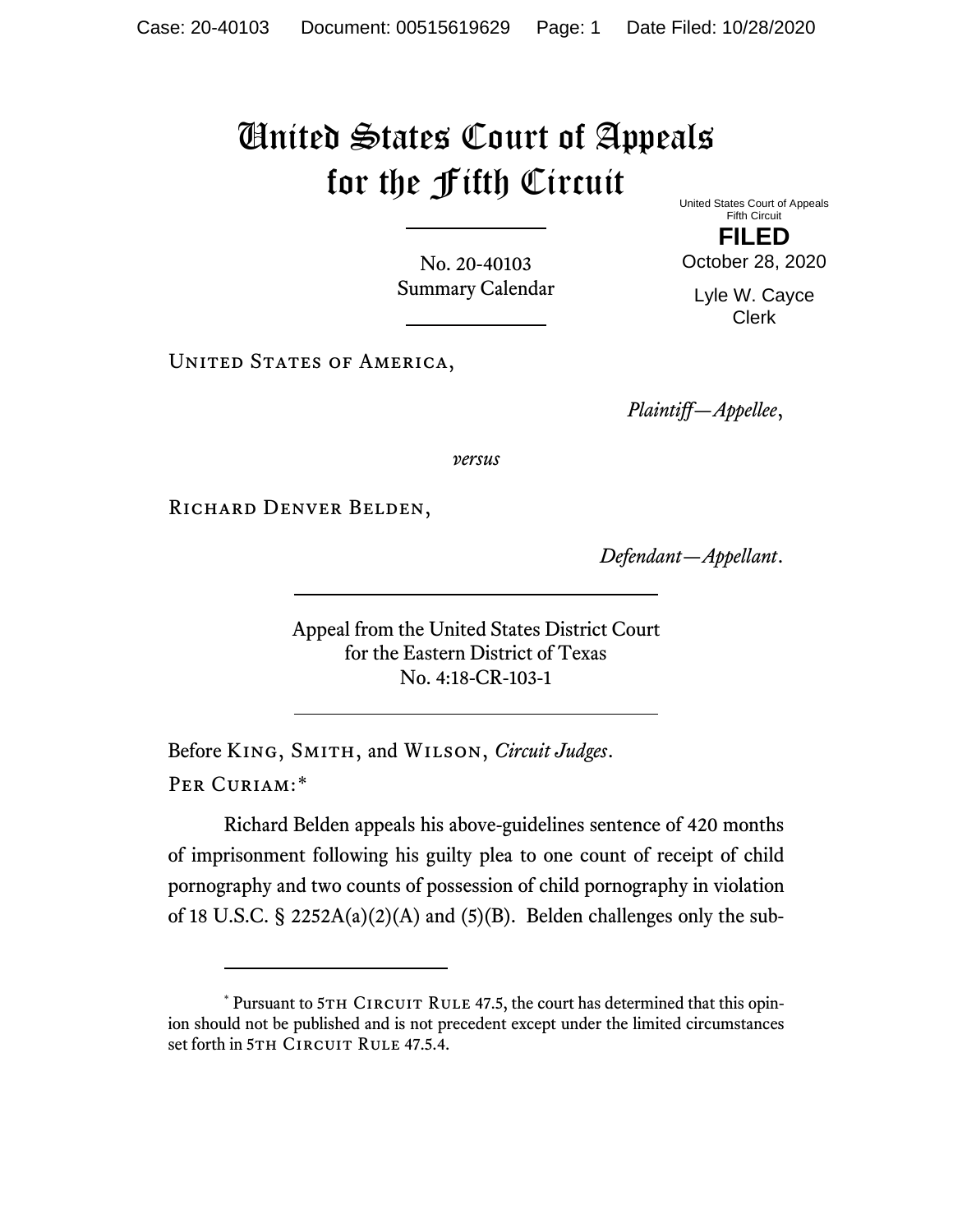# United States Court of Appeals for the Fifth Circuit

United States Court of Appeals
Fifth Circuit

**FILED**

October 28, 2020

Lyle W. Cayce
Clerk

No. 20-40103
Summary Calendar

United States of America,

*Plaintiff—Appellee*,

*versus*

Richard Denver Belden,

*Defendant—Appellant*.

Appeal from the United States District Court
for the Eastern District of Texas
No. 4:18-CR-103-1

Before King, Smith, and Wilson, *Circuit Judges*.

Per Curiam:*

Richard Belden appeals his above-guidelines sentence of 420 months of imprisonment following his guilty plea to one count of receipt of child pornography and two counts of possession of child pornography in violation of 18 U.S.C. § 2252A(a)(2)(A) and (5)(B). Belden challenges only the sub-

---

\* Pursuant to 5th Circuit Rule 47.5, the court has determined that this opinion should not be published and is not precedent except under the limited circumstances set forth in 5th Circuit Rule 47.5.4.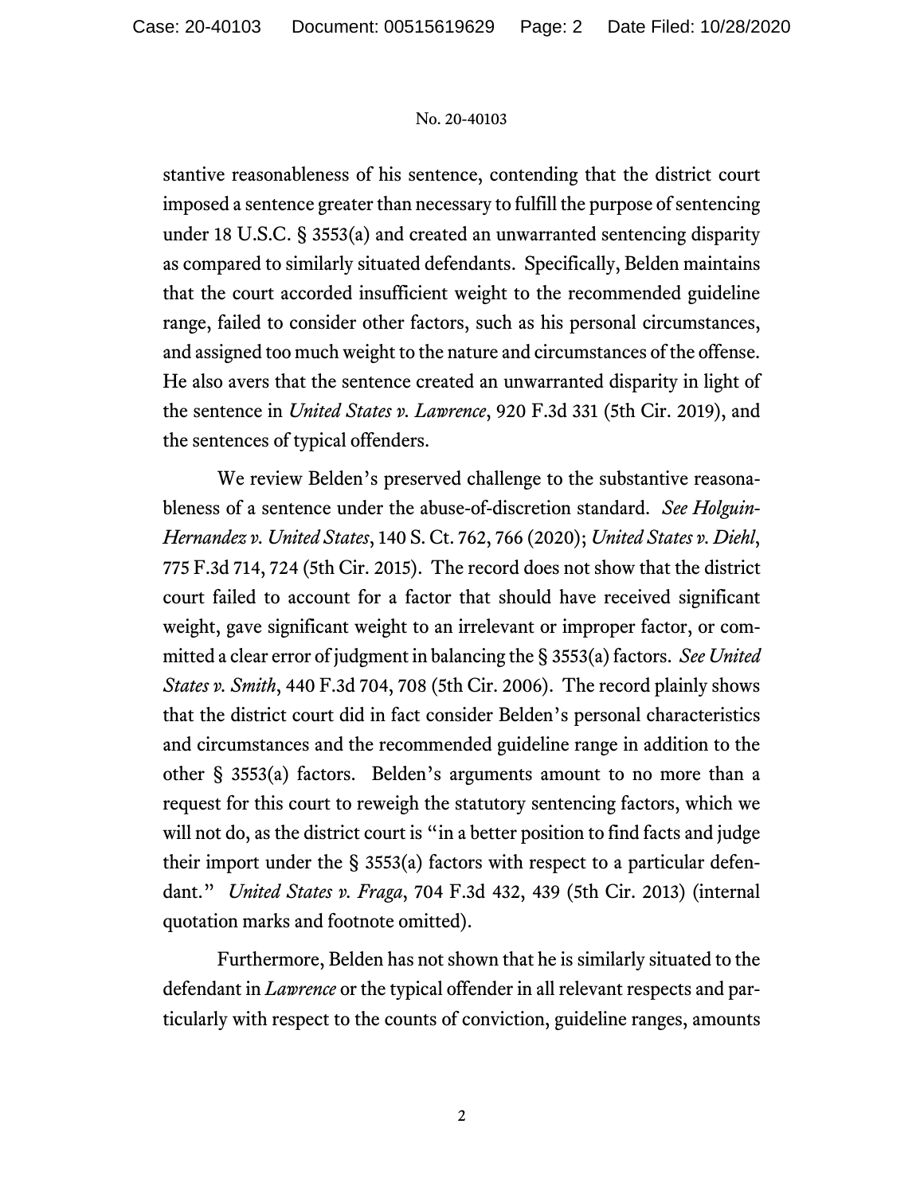stantive reasonableness of his sentence, contending that the district court imposed a sentence greater than necessary to fulfill the purpose of sentencing under 18 U.S.C. § 3553(a) and created an unwarranted sentencing disparity as compared to similarly situated defendants. Specifically, Belden maintains that the court accorded insufficient weight to the recommended guideline range, failed to consider other factors, such as his personal circumstances, and assigned too much weight to the nature and circumstances of the offense. He also avers that the sentence created an unwarranted disparity in light of the sentence in *United States v. Lawrence*, 920 F.3d 331 (5th Cir. 2019), and the sentences of typical offenders.

We review Belden's preserved challenge to the substantive reasonableness of a sentence under the abuse-of-discretion standard. *See Holguin-Hernandez v. United States*, 140 S. Ct. 762, 766 (2020); *United States v. Diehl*, 775 F.3d 714, 724 (5th Cir. 2015). The record does not show that the district court failed to account for a factor that should have received significant weight, gave significant weight to an irrelevant or improper factor, or committed a clear error of judgment in balancing the § 3553(a) factors. *See United States v. Smith*, 440 F.3d 704, 708 (5th Cir. 2006). The record plainly shows that the district court did in fact consider Belden's personal characteristics and circumstances and the recommended guideline range in addition to the other § 3553(a) factors. Belden's arguments amount to no more than a request for this court to reweigh the statutory sentencing factors, which we will not do, as the district court is "in a better position to find facts and judge their import under the § 3553(a) factors with respect to a particular defendant." *United States v. Fraga*, 704 F.3d 432, 439 (5th Cir. 2013) (internal quotation marks and footnote omitted).

Furthermore, Belden has not shown that he is similarly situated to the defendant in *Lawrence* or the typical offender in all relevant respects and particularly with respect to the counts of conviction, guideline ranges, amounts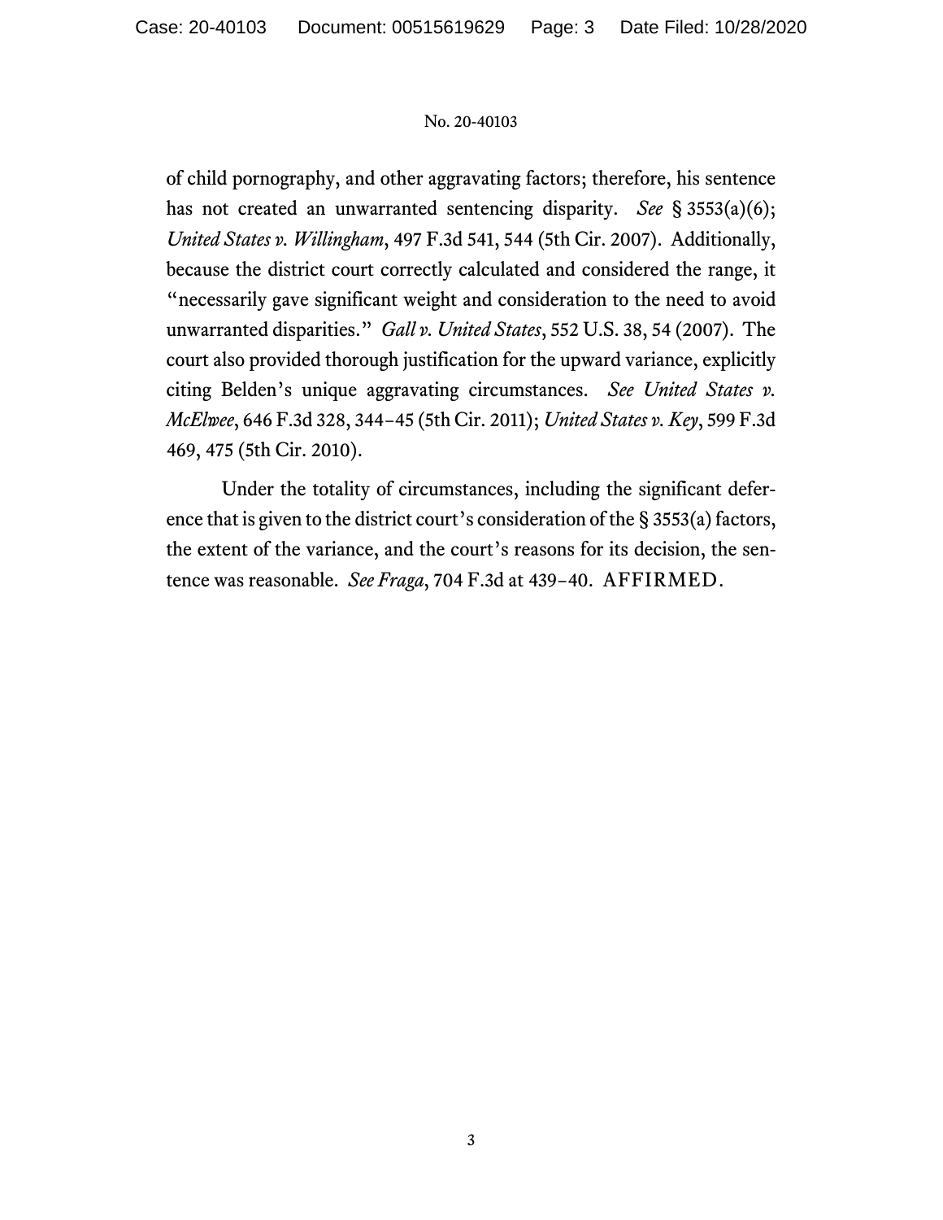of child pornography, and other aggravating factors; therefore, his sentence has not created an unwarranted sentencing disparity. *See* § 3553(a)(6); *United States v. Willingham*, 497 F.3d 541, 544 (5th Cir. 2007). Additionally, because the district court correctly calculated and considered the range, it "necessarily gave significant weight and consideration to the need to avoid unwarranted disparities." *Gall v. United States*, 552 U.S. 38, 54 (2007). The court also provided thorough justification for the upward variance, explicitly citing Belden's unique aggravating circumstances. *See United States v. McElwee*, 646 F.3d 328, 344–45 (5th Cir. 2011); *United States v. Key*, 599 F.3d 469, 475 (5th Cir. 2010).

Under the totality of circumstances, including the significant deference that is given to the district court's consideration of the § 3553(a) factors, the extent of the variance, and the court's reasons for its decision, the sentence was reasonable. *See Fraga*, 704 F.3d at 439–40. AFFIRMED.